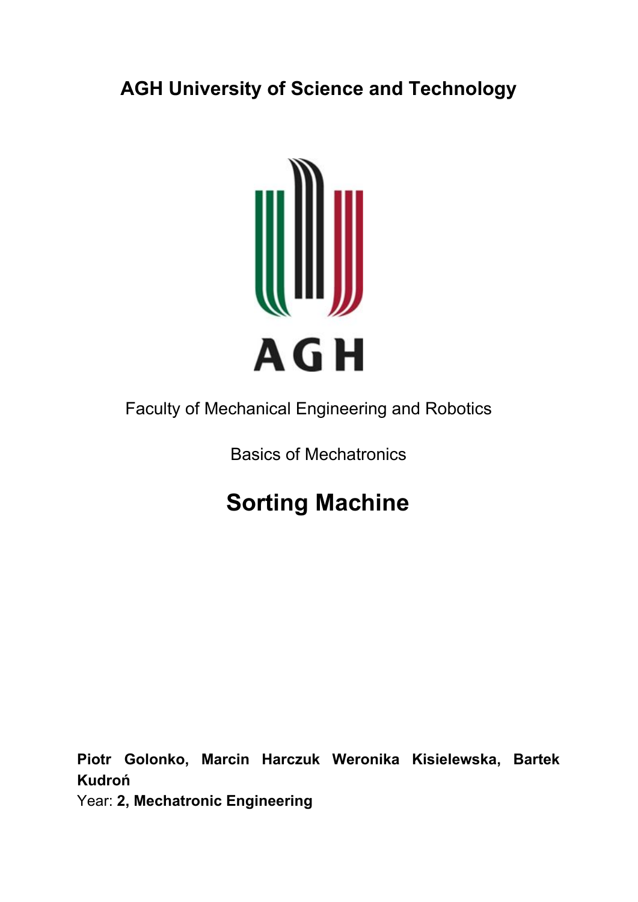**AGH University of Science and Technology**

AGH

Faculty of Mechanical Engineering and Robotics

Basics of Mechatronics

# Sorting Machine

**Piotr Golonko, Marcin Harczuk Weronika Kisielewska, Bartek Kudroń**
Year: **2, Mechatronic Engineering**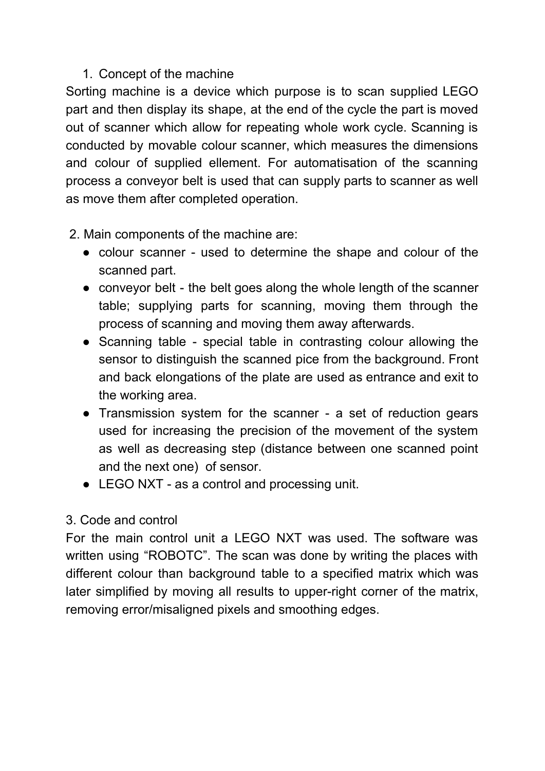1. Concept of the machine

Sorting machine is a device which purpose is to scan supplied LEGO part and then display its shape, at the end of the cycle the part is moved out of scanner which allow for repeating whole work cycle. Scanning is conducted by movable colour scanner, which measures the dimensions and colour of supplied ellement. For automatisation of the scanning process a conveyor belt is used that can supply parts to scanner as well as move them after completed operation.

2. Main components of the machine are:

- colour scanner - used to determine the shape and colour of the scanned part.
- conveyor belt - the belt goes along the whole length of the scanner table; supplying parts for scanning, moving them through the process of scanning and moving them away afterwards.
- Scanning table - special table in contrasting colour allowing the sensor to distinguish the scanned pice from the background. Front and back elongations of the plate are used as entrance and exit to the working area.
- Transmission system for the scanner - a set of reduction gears used for increasing the precision of the movement of the system as well as decreasing step (distance between one scanned point and the next one) of sensor.
- LEGO NXT - as a control and processing unit.

3. Code and control

For the main control unit a LEGO NXT was used. The software was written using “ROBOTC”. The scan was done by writing the places with different colour than background table to a specified matrix which was later simplified by moving all results to upper-right corner of the matrix, removing error/misaligned pixels and smoothing edges.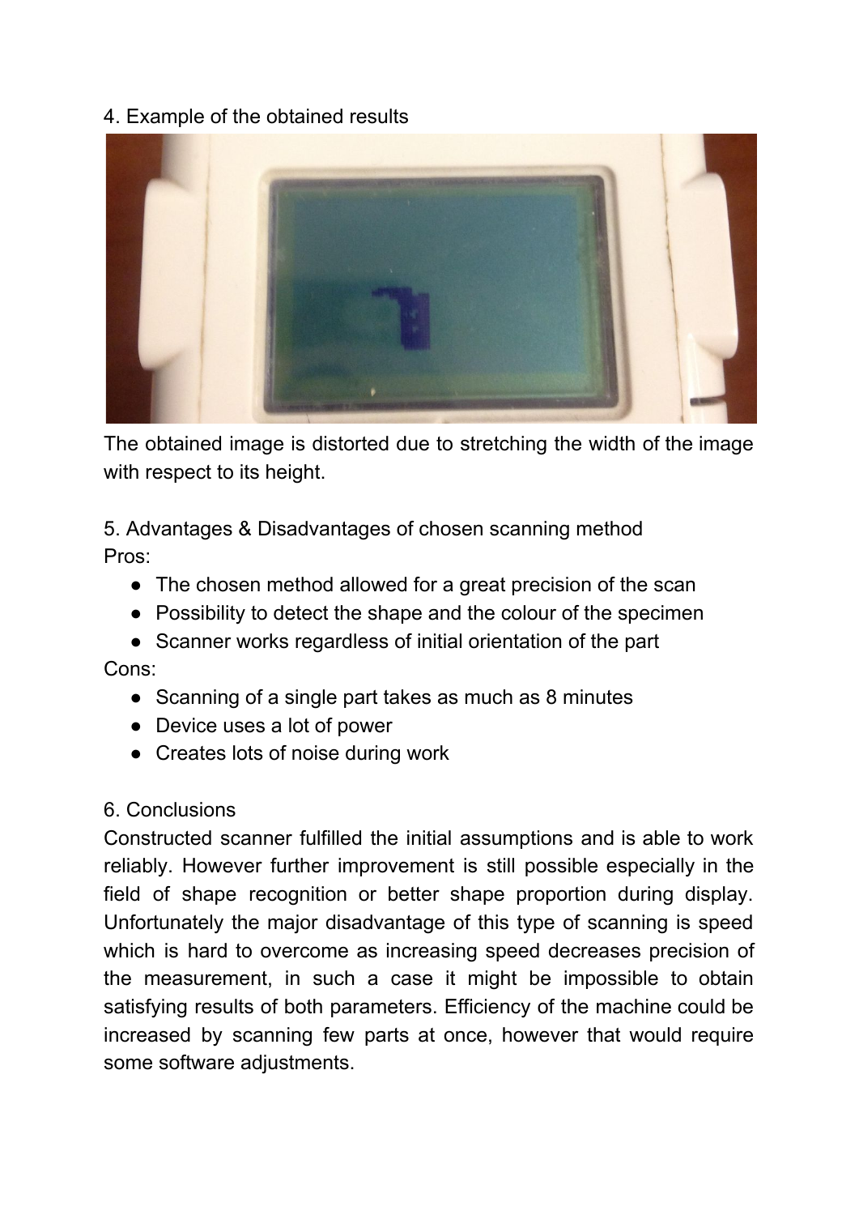4. Example of the obtained results

The obtained image is distorted due to stretching the width of the image with respect to its height.

5. Advantages & Disadvantages of chosen scanning method

Pros:

- The chosen method allowed for a great precision of the scan
- Possibility to detect the shape and the colour of the specimen
- Scanner works regardless of initial orientation of the part

Cons:

- Scanning of a single part takes as much as 8 minutes
- Device uses a lot of power
- Creates lots of noise during work

6. Conclusions

Constructed scanner fulfilled the initial assumptions and is able to work reliably. However further improvement is still possible especially in the field of shape recognition or better shape proportion during display. Unfortunately the major disadvantage of this type of scanning is speed which is hard to overcome as increasing speed decreases precision of the measurement, in such a case it might be impossible to obtain satisfying results of both parameters. Efficiency of the machine could be increased by scanning few parts at once, however that would require some software adjustments.